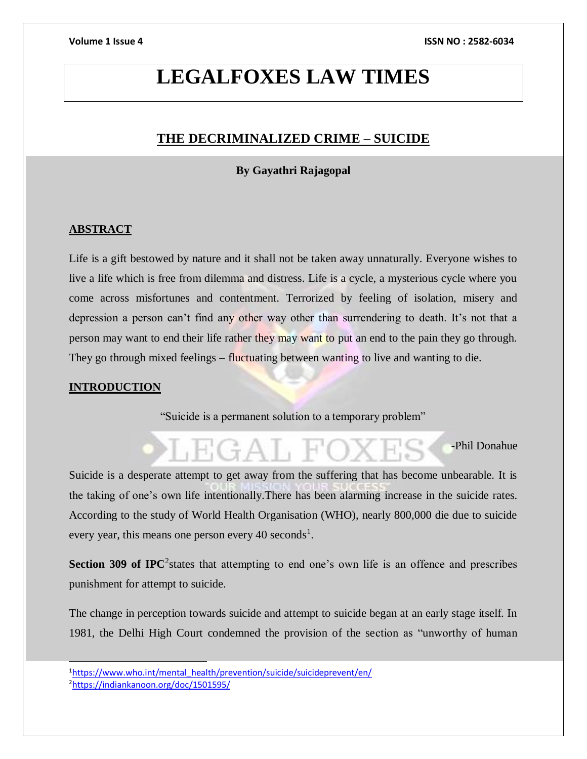# LEGALFOXES LAW TIMES

## THE DECRIMINALIZED CRIME – SUICIDE

**By Gayathri Rajagopal**

### ABSTRACT

Life is a gift bestowed by nature and it shall not be taken away unnaturally. Everyone wishes to live a life which is free from dilemma and distress. Life is a cycle, a mysterious cycle where you come across misfortunes and contentment. Terrorized by feeling of isolation, misery and depression a person can't find any other way other than surrendering to death. It's not that a person may want to end their life rather they may want to put an end to the pain they go through. They go through mixed feelings – fluctuating between wanting to live and wanting to die.

### INTRODUCTION

"Suicide is a permanent solution to a temporary problem"

-Phil Donahue

Suicide is a desperate attempt to get away from the suffering that has become unbearable. It is the taking of one's own life intentionally.There has been alarming increase in the suicide rates. According to the study of World Health Organisation (WHO), nearly 800,000 die due to suicide every year, this means one person every 40 seconds[1].

**Section 309 of IPC**[2]states that attempting to end one's own life is an offence and prescribes punishment for attempt to suicide.

The change in perception towards suicide and attempt to suicide began at an early stage itself. In 1981, the Delhi High Court condemned the provision of the section as "unworthy of human

---

[1]https://www.who.int/mental_health/prevention/suicide/suicideprevent/en/

[2]https://indiankanoon.org/doc/1501595/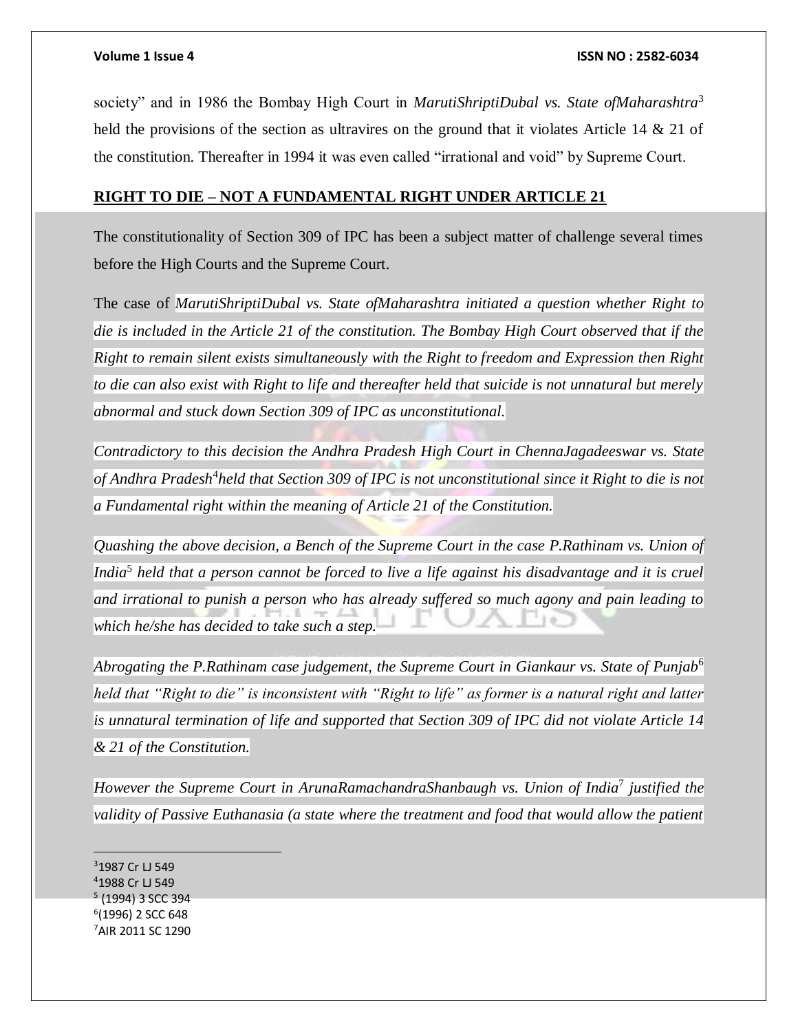society" and in 1986 the Bombay High Court in *MarutiShriptiDubal vs. State ofMaharashtra*[3] held the provisions of the section as ultravires on the ground that it violates Article 14 & 21 of the constitution. Thereafter in 1994 it was even called "irrational and void" by Supreme Court.

## RIGHT TO DIE – NOT A FUNDAMENTAL RIGHT UNDER ARTICLE 21

The constitutionality of Section 309 of IPC has been a subject matter of challenge several times before the High Courts and the Supreme Court.

The case of *MarutiShriptiDubal vs. State ofMaharashtra initiated a question whether Right to die is included in the Article 21 of the constitution. The Bombay High Court observed that if the Right to remain silent exists simultaneously with the Right to freedom and Expression then Right to die can also exist with Right to life and thereafter held that suicide is not unnatural but merely abnormal and stuck down Section 309 of IPC as unconstitutional.*

*Contradictory to this decision the Andhra Pradesh High Court in ChennaJagadeeswar vs. State of Andhra Pradesh*[4]*held that Section 309 of IPC is not unconstitutional since it Right to die is not a Fundamental right within the meaning of Article 21 of the Constitution.*

*Quashing the above decision, a Bench of the Supreme Court in the case P.Rathinam vs. Union of India*[5] *held that a person cannot be forced to live a life against his disadvantage and it is cruel and irrational to punish a person who has already suffered so much agony and pain leading to which he/she has decided to take such a step.*

*Abrogating the P.Rathinam case judgement, the Supreme Court in Giankaur vs. State of Punjab*[6] *held that "Right to die" is inconsistent with "Right to life" as former is a natural right and latter is unnatural termination of life and supported that Section 309 of IPC did not violate Article 14 & 21 of the Constitution.*

*However the Supreme Court in ArunaRamachandraShanbaugh vs. Union of India*[7] *justified the validity of Passive Euthanasia (a state where the treatment and food that would allow the patient*

---

[3] 1987 Cr LJ 549

[4] 1988 Cr LJ 549

[5] (1994) 3 SCC 394

[6] (1996) 2 SCC 648

[7] AIR 2011 SC 1290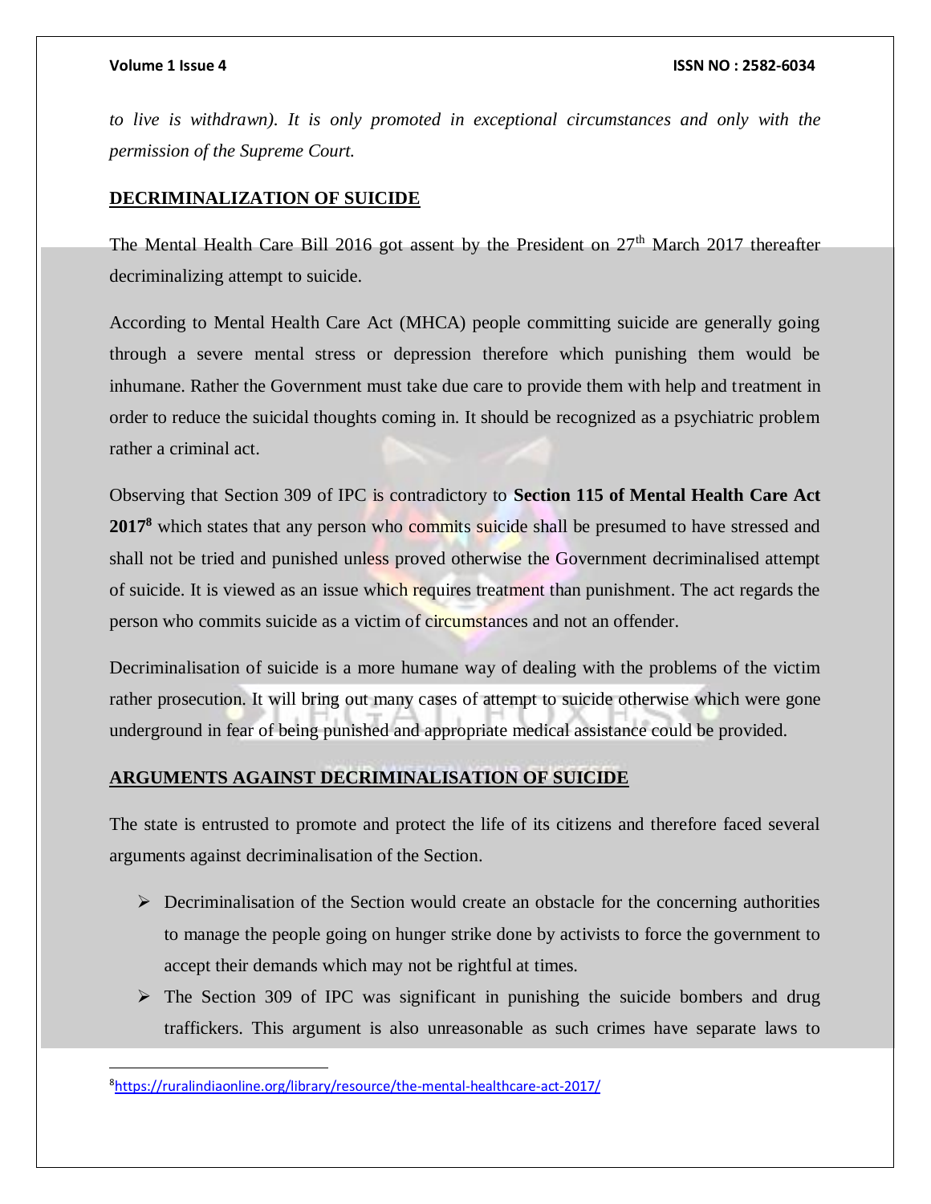*to live is withdrawn). It is only promoted in exceptional circumstances and only with the permission of the Supreme Court.*

## DECRIMINALIZATION OF SUICIDE

The Mental Health Care Bill 2016 got assent by the President on 27th March 2017 thereafter decriminalizing attempt to suicide.

According to Mental Health Care Act (MHCA) people committing suicide are generally going through a severe mental stress or depression therefore which punishing them would be inhumane. Rather the Government must take due care to provide them with help and treatment in order to reduce the suicidal thoughts coming in. It should be recognized as a psychiatric problem rather a criminal act.

Observing that Section 309 of IPC is contradictory to **Section 115 of Mental Health Care Act 2017**[8] which states that any person who commits suicide shall be presumed to have stressed and shall not be tried and punished unless proved otherwise the Government decriminalised attempt of suicide. It is viewed as an issue which requires treatment than punishment. The act regards the person who commits suicide as a victim of circumstances and not an offender.

Decriminalisation of suicide is a more humane way of dealing with the problems of the victim rather prosecution. It will bring out many cases of attempt to suicide otherwise which were gone underground in fear of being punished and appropriate medical assistance could be provided.

## ARGUMENTS AGAINST DECRIMINALISATION OF SUICIDE

The state is entrusted to promote and protect the life of its citizens and therefore faced several arguments against decriminalisation of the Section.

- Decriminalisation of the Section would create an obstacle for the concerning authorities to manage the people going on hunger strike done by activists to force the government to accept their demands which may not be rightful at times.
- The Section 309 of IPC was significant in punishing the suicide bombers and drug traffickers. This argument is also unreasonable as such crimes have separate laws to

---

[8] https://ruralindiaonline.org/library/resource/the-mental-healthcare-act-2017/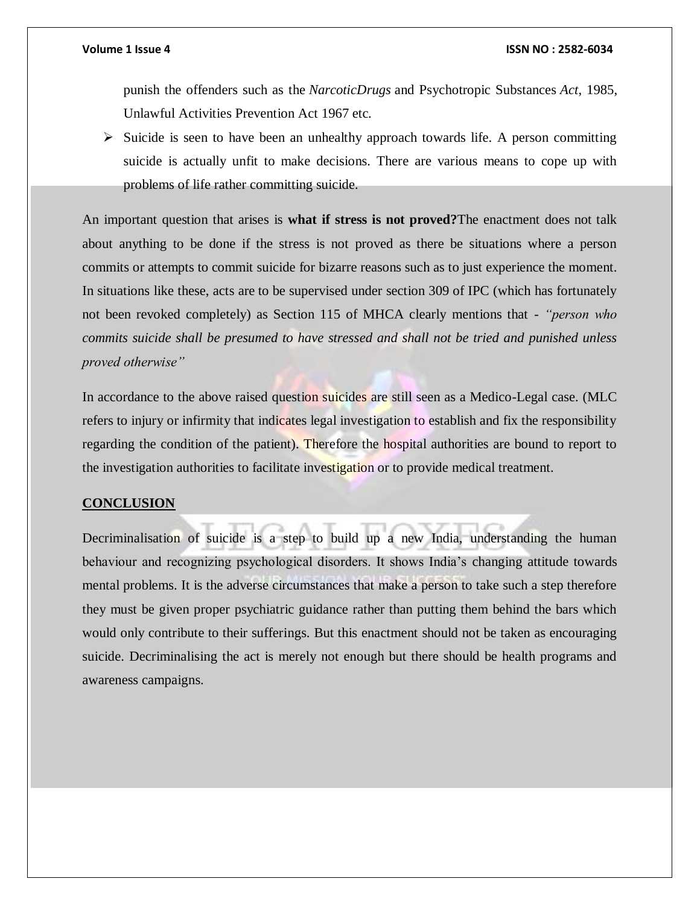punish the offenders such as the *NarcoticDrugs* and Psychotropic Substances *Act*, 1985, Unlawful Activities Prevention Act 1967 etc.

- Suicide is seen to have been an unhealthy approach towards life. A person committing suicide is actually unfit to make decisions. There are various means to cope up with problems of life rather committing suicide.

An important question that arises is **what if stress is not proved?**The enactment does not talk about anything to be done if the stress is not proved as there be situations where a person commits or attempts to commit suicide for bizarre reasons such as to just experience the moment. In situations like these, acts are to be supervised under section 309 of IPC (which has fortunately not been revoked completely) as Section 115 of MHCA clearly mentions that - *"person who commits suicide shall be presumed to have stressed and shall not be tried and punished unless proved otherwise"*

In accordance to the above raised question suicides are still seen as a Medico-Legal case. (MLC refers to injury or infirmity that indicates legal investigation to establish and fix the responsibility regarding the condition of the patient). Therefore the hospital authorities are bound to report to the investigation authorities to facilitate investigation or to provide medical treatment.

## CONCLUSION

Decriminalisation of suicide is a step to build up a new India, understanding the human behaviour and recognizing psychological disorders. It shows India's changing attitude towards mental problems. It is the adverse circumstances that make a person to take such a step therefore they must be given proper psychiatric guidance rather than putting them behind the bars which would only contribute to their sufferings. But this enactment should not be taken as encouraging suicide. Decriminalising the act is merely not enough but there should be health programs and awareness campaigns.